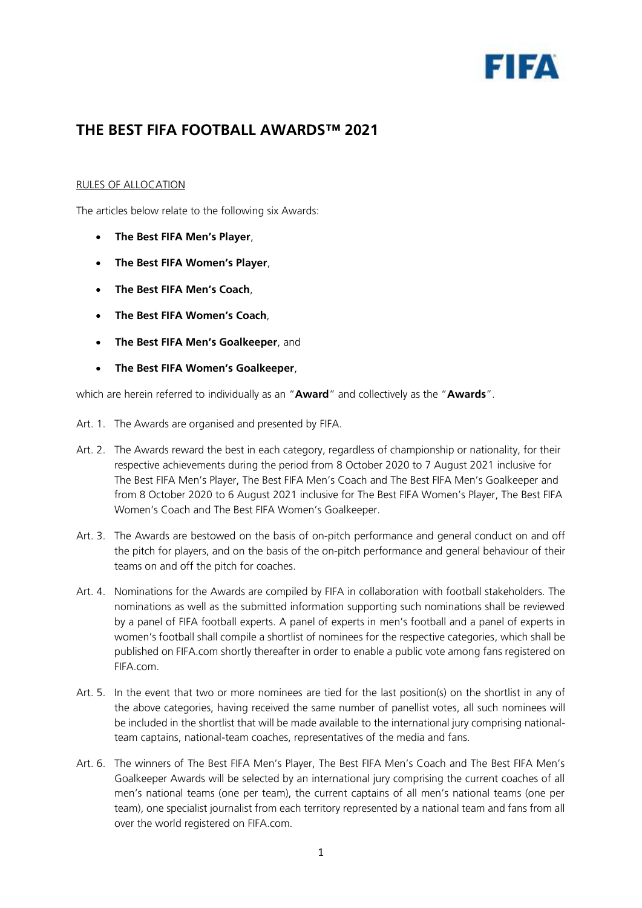FIFA

# THE BEST FIFA FOOTBALL AWARDS™ 2021

RULES OF ALLOCATION

The articles below relate to the following six Awards:

- **The Best FIFA Men's Player**,
- **The Best FIFA Women's Player**,
- **The Best FIFA Men's Coach**,
- **The Best FIFA Women's Coach**,
- **The Best FIFA Men's Goalkeeper**, and
- **The Best FIFA Women's Goalkeeper**,

which are herein referred to individually as an "**Award**" and collectively as the "**Awards**".

Art. 1. The Awards are organised and presented by FIFA.

Art. 2. The Awards reward the best in each category, regardless of championship or nationality, for their respective achievements during the period from 8 October 2020 to 7 August 2021 inclusive for The Best FIFA Men's Player, The Best FIFA Men's Coach and The Best FIFA Men's Goalkeeper and from 8 October 2020 to 6 August 2021 inclusive for The Best FIFA Women's Player, The Best FIFA Women's Coach and The Best FIFA Women's Goalkeeper.

Art. 3. The Awards are bestowed on the basis of on-pitch performance and general conduct on and off the pitch for players, and on the basis of the on-pitch performance and general behaviour of their teams on and off the pitch for coaches.

Art. 4. Nominations for the Awards are compiled by FIFA in collaboration with football stakeholders. The nominations as well as the submitted information supporting such nominations shall be reviewed by a panel of FIFA football experts. A panel of experts in men's football and a panel of experts in women's football shall compile a shortlist of nominees for the respective categories, which shall be published on FIFA.com shortly thereafter in order to enable a public vote among fans registered on FIFA.com.

Art. 5. In the event that two or more nominees are tied for the last position(s) on the shortlist in any of the above categories, having received the same number of panellist votes, all such nominees will be included in the shortlist that will be made available to the international jury comprising national-team captains, national-team coaches, representatives of the media and fans.

Art. 6. The winners of The Best FIFA Men's Player, The Best FIFA Men's Coach and The Best FIFA Men's Goalkeeper Awards will be selected by an international jury comprising the current coaches of all men's national teams (one per team), the current captains of all men's national teams (one per team), one specialist journalist from each territory represented by a national team and fans from all over the world registered on FIFA.com.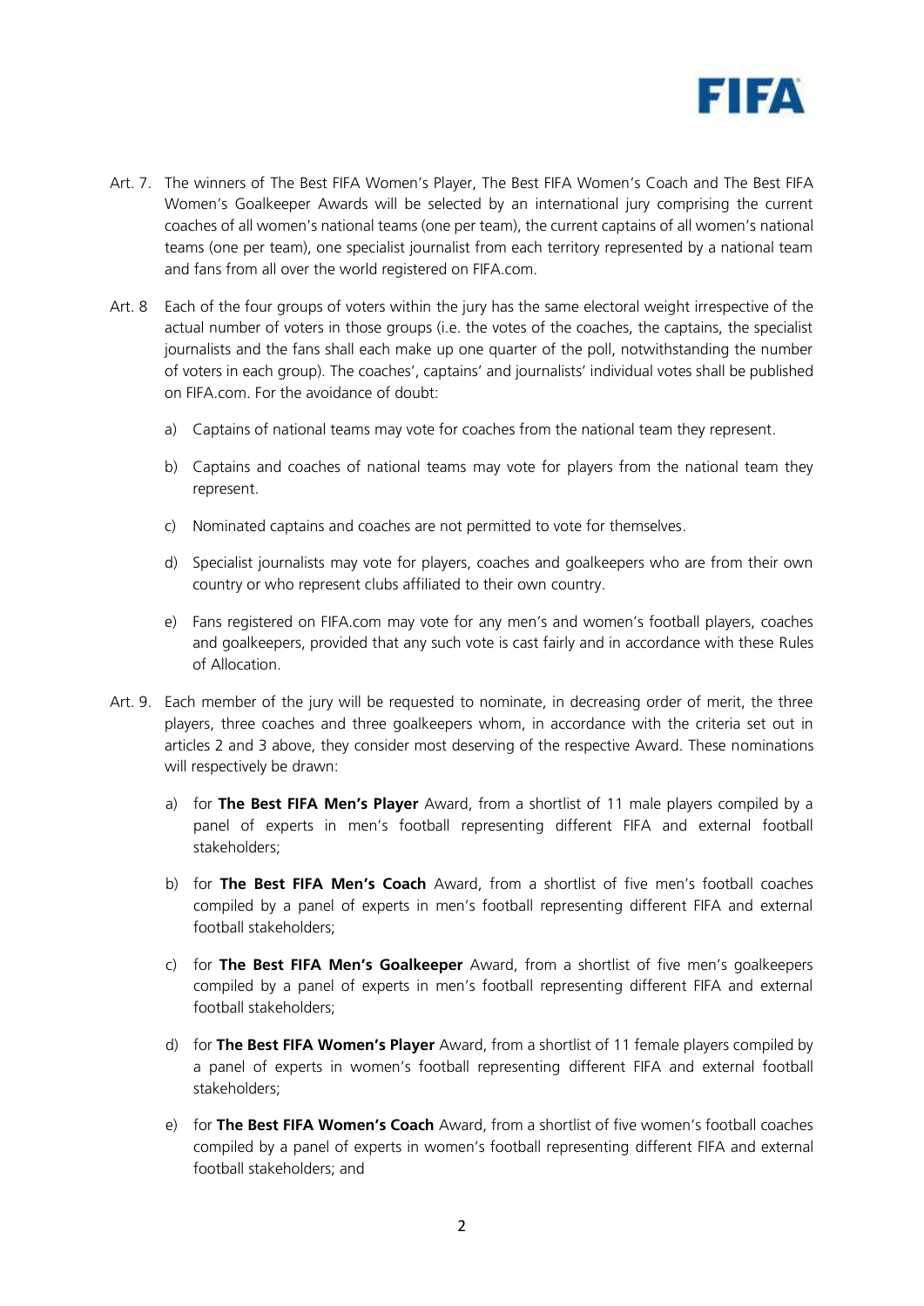Art. 7. The winners of The Best FIFA Women's Player, The Best FIFA Women's Coach and The Best FIFA Women's Goalkeeper Awards will be selected by an international jury comprising the current coaches of all women's national teams (one per team), the current captains of all women's national teams (one per team), one specialist journalist from each territory represented by a national team and fans from all over the world registered on FIFA.com.

Art. 8 Each of the four groups of voters within the jury has the same electoral weight irrespective of the actual number of voters in those groups (i.e. the votes of the coaches, the captains, the specialist journalists and the fans shall each make up one quarter of the poll, notwithstanding the number of voters in each group). The coaches', captains' and journalists' individual votes shall be published on FIFA.com. For the avoidance of doubt:

a) Captains of national teams may vote for coaches from the national team they represent.

b) Captains and coaches of national teams may vote for players from the national team they represent.

c) Nominated captains and coaches are not permitted to vote for themselves.

d) Specialist journalists may vote for players, coaches and goalkeepers who are from their own country or who represent clubs affiliated to their own country.

e) Fans registered on FIFA.com may vote for any men's and women's football players, coaches and goalkeepers, provided that any such vote is cast fairly and in accordance with these Rules of Allocation.

Art. 9. Each member of the jury will be requested to nominate, in decreasing order of merit, the three players, three coaches and three goalkeepers whom, in accordance with the criteria set out in articles 2 and 3 above, they consider most deserving of the respective Award. These nominations will respectively be drawn:

a) for **The Best FIFA Men's Player** Award, from a shortlist of 11 male players compiled by a panel of experts in men's football representing different FIFA and external football stakeholders;

b) for **The Best FIFA Men's Coach** Award, from a shortlist of five men's football coaches compiled by a panel of experts in men's football representing different FIFA and external football stakeholders;

c) for **The Best FIFA Men's Goalkeeper** Award, from a shortlist of five men's goalkeepers compiled by a panel of experts in men's football representing different FIFA and external football stakeholders;

d) for **The Best FIFA Women's Player** Award, from a shortlist of 11 female players compiled by a panel of experts in women's football representing different FIFA and external football stakeholders;

e) for **The Best FIFA Women's Coach** Award, from a shortlist of five women's football coaches compiled by a panel of experts in women's football representing different FIFA and external football stakeholders; and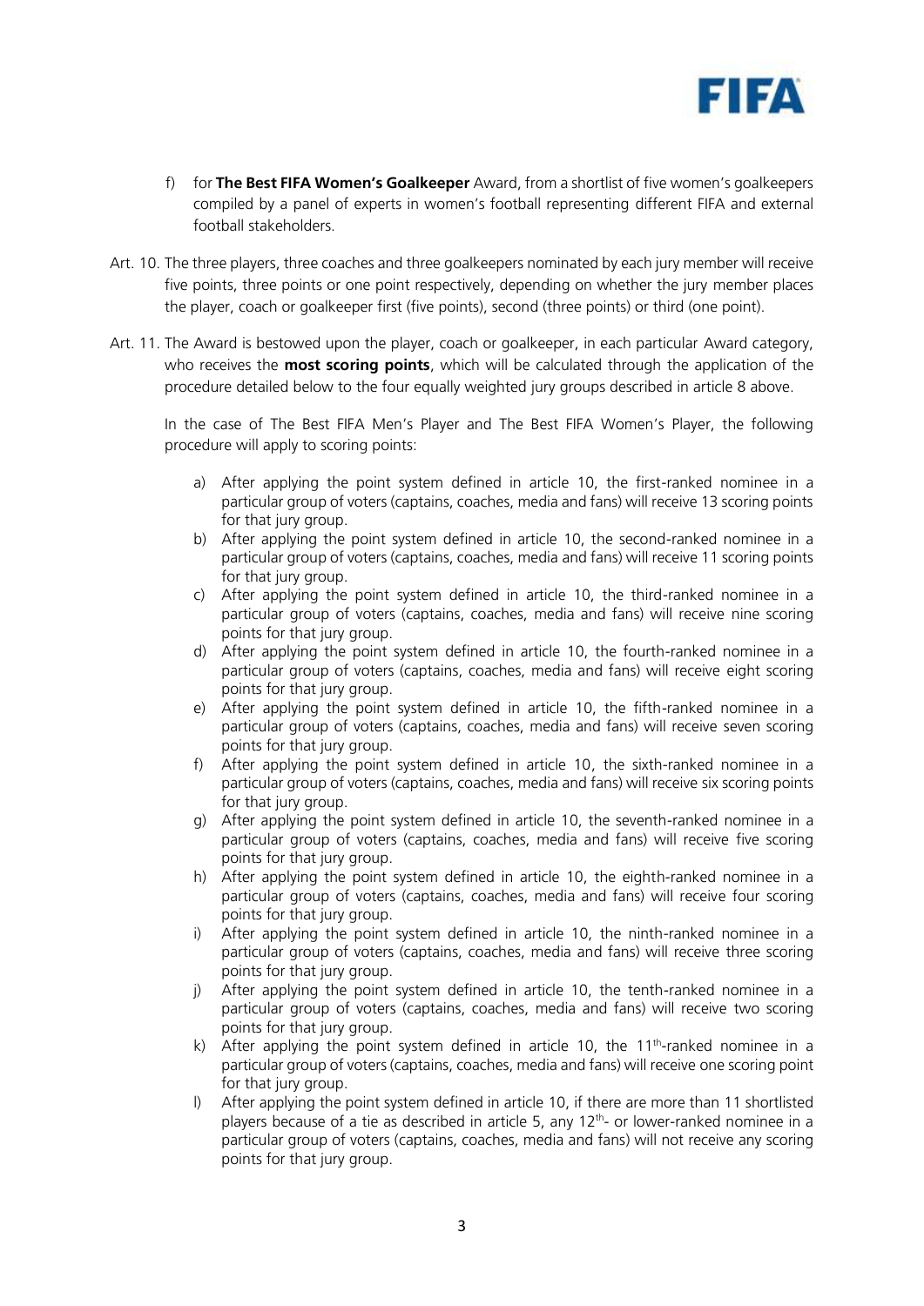f) for **The Best FIFA Women's Goalkeeper** Award, from a shortlist of five women's goalkeepers compiled by a panel of experts in women's football representing different FIFA and external football stakeholders.

Art. 10. The three players, three coaches and three goalkeepers nominated by each jury member will receive five points, three points or one point respectively, depending on whether the jury member places the player, coach or goalkeeper first (five points), second (three points) or third (one point).

Art. 11. The Award is bestowed upon the player, coach or goalkeeper, in each particular Award category, who receives the **most scoring points**, which will be calculated through the application of the procedure detailed below to the four equally weighted jury groups described in article 8 above.

In the case of The Best FIFA Men's Player and The Best FIFA Women's Player, the following procedure will apply to scoring points:

a) After applying the point system defined in article 10, the first-ranked nominee in a particular group of voters (captains, coaches, media and fans) will receive 13 scoring points for that jury group.
b) After applying the point system defined in article 10, the second-ranked nominee in a particular group of voters (captains, coaches, media and fans) will receive 11 scoring points for that jury group.
c) After applying the point system defined in article 10, the third-ranked nominee in a particular group of voters (captains, coaches, media and fans) will receive nine scoring points for that jury group.
d) After applying the point system defined in article 10, the fourth-ranked nominee in a particular group of voters (captains, coaches, media and fans) will receive eight scoring points for that jury group.
e) After applying the point system defined in article 10, the fifth-ranked nominee in a particular group of voters (captains, coaches, media and fans) will receive seven scoring points for that jury group.
f) After applying the point system defined in article 10, the sixth-ranked nominee in a particular group of voters (captains, coaches, media and fans) will receive six scoring points for that jury group.
g) After applying the point system defined in article 10, the seventh-ranked nominee in a particular group of voters (captains, coaches, media and fans) will receive five scoring points for that jury group.
h) After applying the point system defined in article 10, the eighth-ranked nominee in a particular group of voters (captains, coaches, media and fans) will receive four scoring points for that jury group.
i) After applying the point system defined in article 10, the ninth-ranked nominee in a particular group of voters (captains, coaches, media and fans) will receive three scoring points for that jury group.
j) After applying the point system defined in article 10, the tenth-ranked nominee in a particular group of voters (captains, coaches, media and fans) will receive two scoring points for that jury group.
k) After applying the point system defined in article 10, the 11th-ranked nominee in a particular group of voters (captains, coaches, media and fans) will receive one scoring point for that jury group.
l) After applying the point system defined in article 10, if there are more than 11 shortlisted players because of a tie as described in article 5, any 12th- or lower-ranked nominee in a particular group of voters (captains, coaches, media and fans) will not receive any scoring points for that jury group.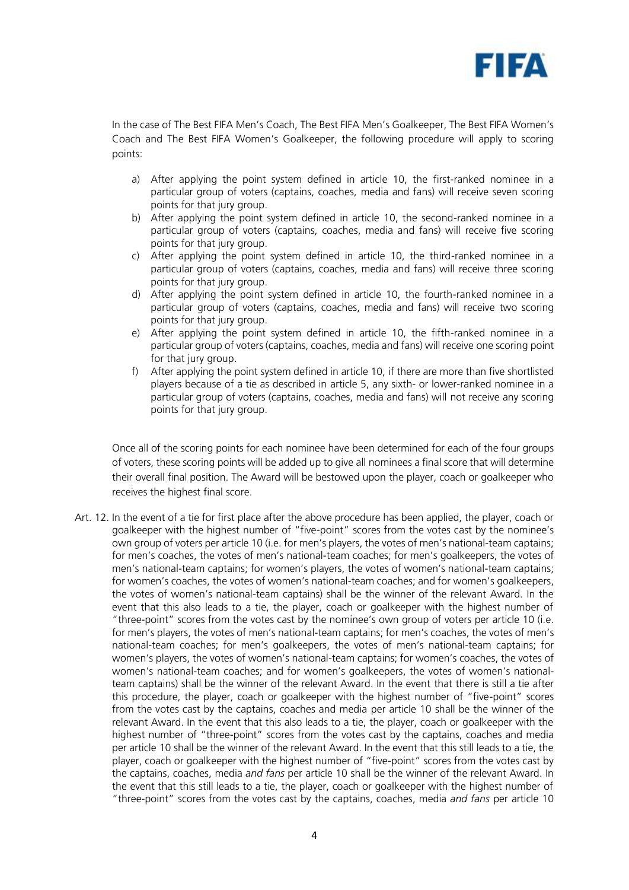In the case of The Best FIFA Men's Coach, The Best FIFA Men's Goalkeeper, The Best FIFA Women's Coach and The Best FIFA Women's Goalkeeper, the following procedure will apply to scoring points:

a) After applying the point system defined in article 10, the first-ranked nominee in a particular group of voters (captains, coaches, media and fans) will receive seven scoring points for that jury group.

b) After applying the point system defined in article 10, the second-ranked nominee in a particular group of voters (captains, coaches, media and fans) will receive five scoring points for that jury group.

c) After applying the point system defined in article 10, the third-ranked nominee in a particular group of voters (captains, coaches, media and fans) will receive three scoring points for that jury group.

d) After applying the point system defined in article 10, the fourth-ranked nominee in a particular group of voters (captains, coaches, media and fans) will receive two scoring points for that jury group.

e) After applying the point system defined in article 10, the fifth-ranked nominee in a particular group of voters (captains, coaches, media and fans) will receive one scoring point for that jury group.

f) After applying the point system defined in article 10, if there are more than five shortlisted players because of a tie as described in article 5, any sixth- or lower-ranked nominee in a particular group of voters (captains, coaches, media and fans) will not receive any scoring points for that jury group.

Once all of the scoring points for each nominee have been determined for each of the four groups of voters, these scoring points will be added up to give all nominees a final score that will determine their overall final position. The Award will be bestowed upon the player, coach or goalkeeper who receives the highest final score.

Art. 12. In the event of a tie for first place after the above procedure has been applied, the player, coach or goalkeeper with the highest number of "five-point" scores from the votes cast by the nominee's own group of voters per article 10 (i.e. for men's players, the votes of men's national-team captains; for men's coaches, the votes of men's national-team coaches; for men's goalkeepers, the votes of men's national-team captains; for women's players, the votes of women's national-team captains; for women's coaches, the votes of women's national-team coaches; and for women's goalkeepers, the votes of women's national-team captains) shall be the winner of the relevant Award. In the event that this also leads to a tie, the player, coach or goalkeeper with the highest number of "three-point" scores from the votes cast by the nominee's own group of voters per article 10 (i.e. for men's players, the votes of men's national-team captains; for men's coaches, the votes of men's national-team coaches; for men's goalkeepers, the votes of men's national-team captains; for women's players, the votes of women's national-team captains; for women's coaches, the votes of women's national-team coaches; and for women's goalkeepers, the votes of women's national-team captains) shall be the winner of the relevant Award. In the event that there is still a tie after this procedure, the player, coach or goalkeeper with the highest number of "five-point" scores from the votes cast by the captains, coaches and media per article 10 shall be the winner of the relevant Award. In the event that this also leads to a tie, the player, coach or goalkeeper with the highest number of "three-point" scores from the votes cast by the captains, coaches and media per article 10 shall be the winner of the relevant Award. In the event that this still leads to a tie, the player, coach or goalkeeper with the highest number of "five-point" scores from the votes cast by the captains, coaches, media *and fans* per article 10 shall be the winner of the relevant Award. In the event that this still leads to a tie, the player, coach or goalkeeper with the highest number of "three-point" scores from the votes cast by the captains, coaches, media *and fans* per article 10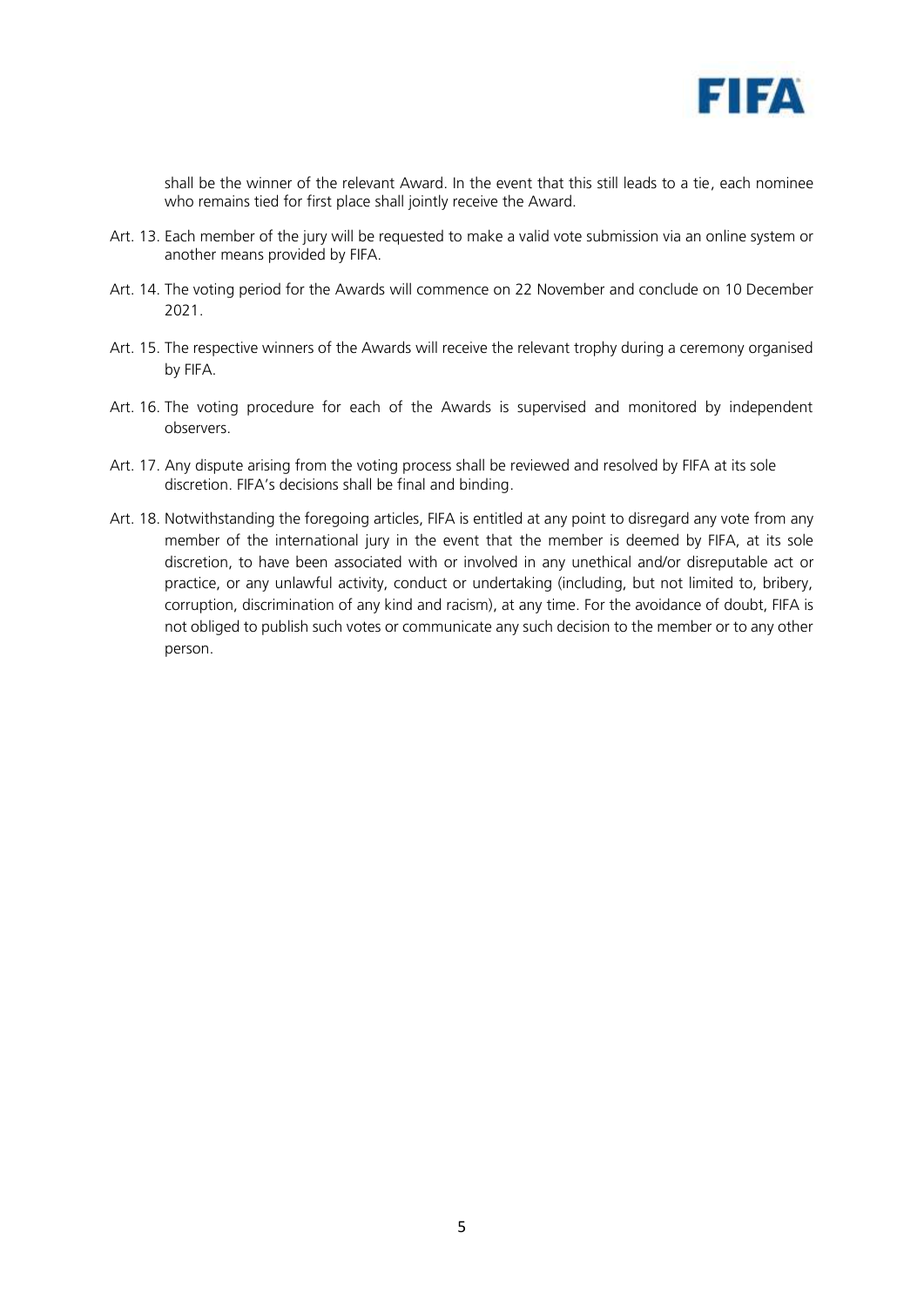shall be the winner of the relevant Award. In the event that this still leads to a tie, each nominee who remains tied for first place shall jointly receive the Award.

Art. 13. Each member of the jury will be requested to make a valid vote submission via an online system or another means provided by FIFA.

Art. 14. The voting period for the Awards will commence on 22 November and conclude on 10 December 2021.

Art. 15. The respective winners of the Awards will receive the relevant trophy during a ceremony organised by FIFA.

Art. 16. The voting procedure for each of the Awards is supervised and monitored by independent observers.

Art. 17. Any dispute arising from the voting process shall be reviewed and resolved by FIFA at its sole discretion. FIFA's decisions shall be final and binding.

Art. 18. Notwithstanding the foregoing articles, FIFA is entitled at any point to disregard any vote from any member of the international jury in the event that the member is deemed by FIFA, at its sole discretion, to have been associated with or involved in any unethical and/or disreputable act or practice, or any unlawful activity, conduct or undertaking (including, but not limited to, bribery, corruption, discrimination of any kind and racism), at any time. For the avoidance of doubt, FIFA is not obliged to publish such votes or communicate any such decision to the member or to any other person.